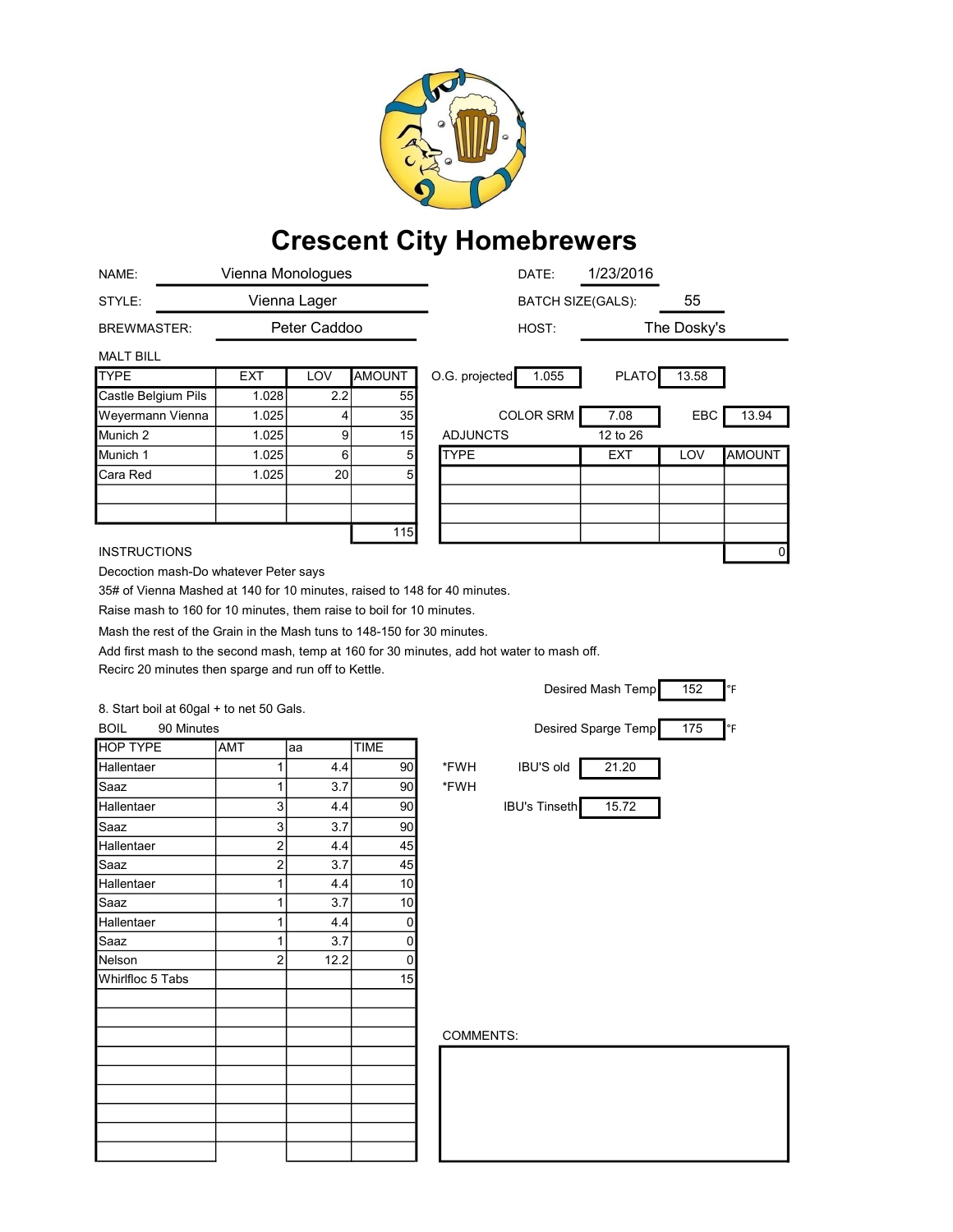# Crescent City Homebrewers

| | | | |
|---|---|---|---|
| NAME: | Vienna Monologues | DATE: | 1/23/2016 |
| STYLE: | Vienna Lager | BATCH SIZE(GALS): | 55 |
| BREWMASTER: | Peter Caddoo | HOST: | The Dosky's |

MALT BILL

| TYPE | EXT | LOV | AMOUNT |
|---|---|---|---|
| Castle Belgium Pils | 1.028 | 2.2 | 55 |
| Weyermann Vienna | 1.025 | 4 | 35 |
| Munich 2 | 1.025 | 9 | 15 |
| Munich 1 | 1.025 | 6 | 5 |
| Cara Red | 1.025 | 20 | 5 |
| | | | |
| | | | |
| | | | 115 |

O.G. projected: 1.055 PLATO: 13.58

COLOR SRM: 7.08 EBC: 13.94

12 to 26

ADJUNCTS

| TYPE | EXT | LOV | AMOUNT |
|---|---|---|---|
| | | | |
| | | | |
| | | | |
| | | | |
| | | | 0 |

INSTRUCTIONS

Decoction mash-Do whatever Peter says

35# of Vienna Mashed at 140 for 10 minutes, raised to 148 for 40 minutes.

Raise mash to 160 for 10 minutes, them raise to boil for 10 minutes.

Mash the rest of the Grain in the Mash tuns to 148-150 for 30 minutes.

Add first mash to the second mash, temp at 160 for 30 minutes, add hot water to mash off.

Recirc 20 minutes then sparge and run off to Kettle.

Desired Mash Temp: 152 °F

8. Start boil at 60gal + to net 50 Gals.

Desired Sparge Temp: 175 °F

BOIL 90 Minutes

| HOP TYPE | AMT | aa | TIME | |
|---|---|---|---|---|
| Hallentaer | 1 | 4.4 | 90 | *FWH |
| Saaz | 1 | 3.7 | 90 | *FWH |
| Hallentaer | 3 | 4.4 | 90 | |
| Saaz | 3 | 3.7 | 90 | |
| Hallentaer | 2 | 4.4 | 45 | |
| Saaz | 2 | 3.7 | 45 | |
| Hallentaer | 1 | 4.4 | 10 | |
| Saaz | 1 | 3.7 | 10 | |
| Hallentaer | 1 | 4.4 | 0 | |
| Saaz | 1 | 3.7 | 0 | |
| Nelson | 2 | 12.2 | 0 | |
| Whirlfloc 5 Tabs | | | 15 | |

IBU'S old: 21.20

IBU's Tinseth: 15.72

COMMENTS: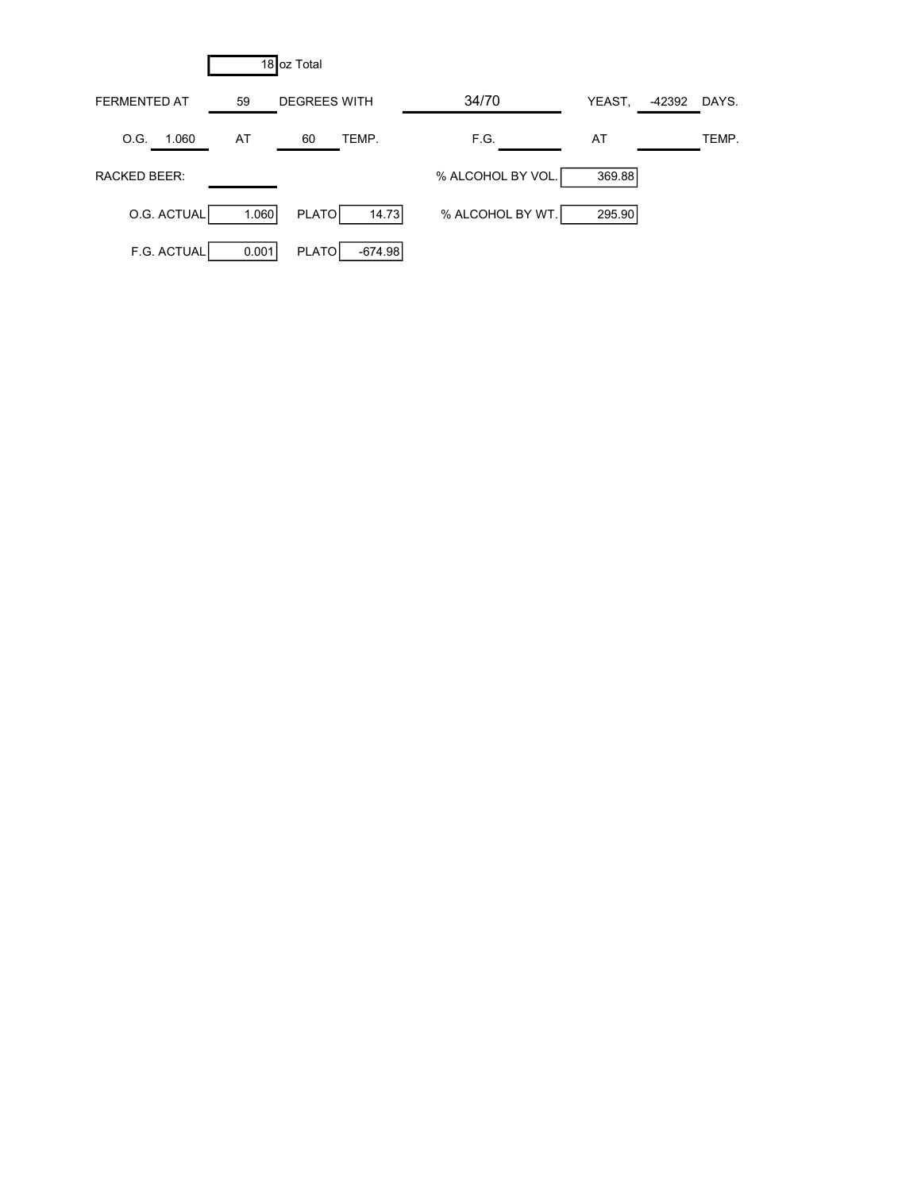| 18 | oz Total | | | | | | |
|---|---|---|---|---|---|---|---|
| FERMENTED AT | 59 | DEGREES WITH | | 34/70 | YEAST, | -42392 | DAYS. |
| O.G. 1.060 | AT | 60 | TEMP. | F.G. | AT | | TEMP. |
| RACKED BEER: | | | | % ALCOHOL BY VOL. | 369.88 | | |
| O.G. ACTUAL | 1.060 | PLATO | 14.73 | % ALCOHOL BY WT. | 295.90 | | |
| F.G. ACTUAL | 0.001 | PLATO | -674.98 | | | | |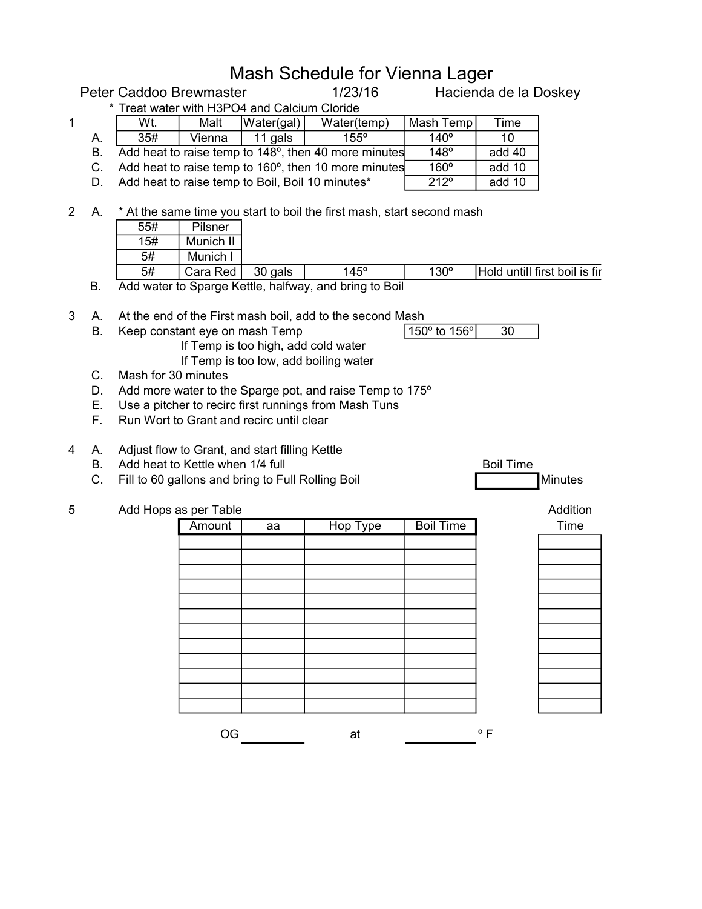# Mash Schedule for Vienna Lager

Peter Caddoo Brewmaster 1/23/16 Hacienda de la Doskey

\* Treat water with H3PO4 and Calcium Cloride

1

| | | Wt. | Malt | Water(gal) | Water(temp) | Mash Temp | Time |
|---|---|---|---|---|---|---|---|
| | A. | 35# | Vienna | 11 gals | 155º | 140º | 10 |
| | B. | Add heat to raise temp to 148º, then 40 more minutes | | | | 148º | add 40 |
| | C. | Add heat to raise temp to 160º, then 10 more minutes | | | | 160º | add 10 |
| | D. | Add heat to raise temp to Boil, Boil 10 minutes* | | | | 212º | add 10 |

2 A. * At the same time you start to boil the first mash, start second mash

| | | | | | |
|---|---|---|---|---|---|
| 55# | Pilsner | | | | |
| 15# | Munich II | | | | |
| 5# | Munich I | | | | |
| 5# | Cara Red | 30 gals | 145º | 130º | Hold untill first boil is fir |

B. Add water to Sparge Kettle, halfway, and bring to Boil

3 A. At the end of the First mash boil, add to the second Mash

B. Keep constant eye on mash Temp | 150º to 156º | 30

If Temp is too high, add cold water

If Temp is too low, add boiling water

C. Mash for 30 minutes

D. Add more water to the Sparge pot, and raise Temp to 175º

E. Use a pitcher to recirc first runnings from Mash Tuns

F. Run Wort to Grant and recirc until clear

4 A. Adjust flow to Grant, and start filling Kettle

B. Add heat to Kettle when 1/4 full

C. Fill to 60 gallons and bring to Full Rolling Boil

Boil Time ______ Minutes

5 Add Hops as per Table

| Amount | aa | Hop Type | Boil Time | Addition Time |
|---|---|---|---|---|
| | | | | |
| | | | | |
| | | | | |
| | | | | |
| | | | | |
| | | | | |
| | | | | |
| | | | | |
| | | | | |
| | | | | |
| | | | | |
| | | | | |

OG ________ at ________ º F